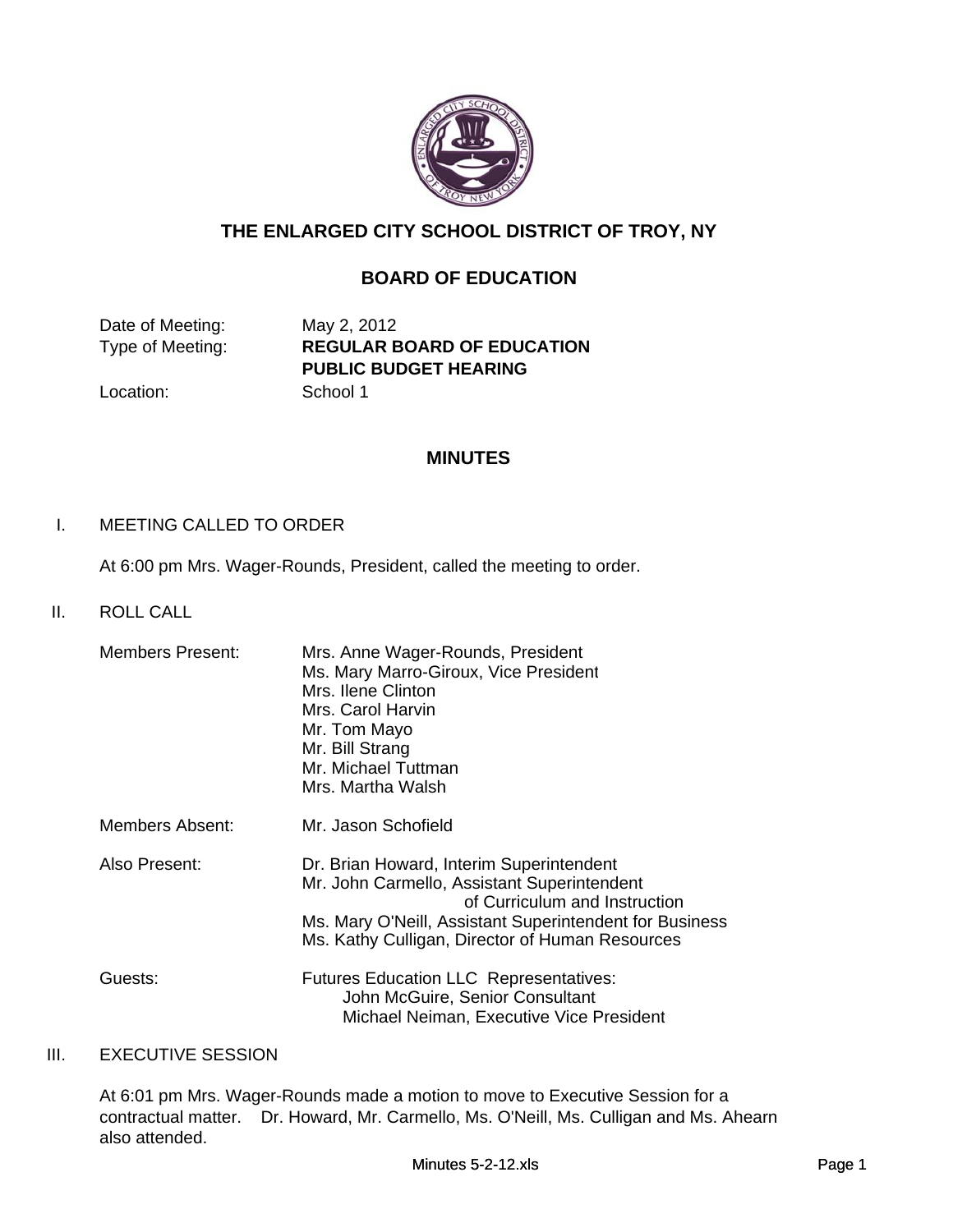# THE ENLARGED CITY SCHOOL DISTRICT OF TROY, NY

## BOARD OF EDUCATION

| | |
|---|---|
| Date of Meeting: | May 2, 2012 |
| Type of Meeting: | **REGULAR BOARD OF EDUCATION** **PUBLIC BUDGET HEARING** |
| Location: | School 1 |

## MINUTES

I. MEETING CALLED TO ORDER

At 6:00 pm Mrs. Wager-Rounds, President, called the meeting to order.

II. ROLL CALL

| | |
|---|---|
| Members Present: | Mrs. Anne Wager-Rounds, President<br>Ms. Mary Marro-Giroux, Vice President<br>Mrs. Ilene Clinton<br>Mrs. Carol Harvin<br>Mr. Tom Mayo<br>Mr. Bill Strang<br>Mr. Michael Tuttman<br>Mrs. Martha Walsh |
| Members Absent: | Mr. Jason Schofield |
| Also Present: | Dr. Brian Howard, Interim Superintendent<br>Mr. John Carmello, Assistant Superintendent of Curriculum and Instruction<br>Ms. Mary O'Neill, Assistant Superintendent for Business<br>Ms. Kathy Culligan, Director of Human Resources |
| Guests: | Futures Education LLC Representatives:<br>John McGuire, Senior Consultant<br>Michael Neiman, Executive Vice President |

III. EXECUTIVE SESSION

At 6:01 pm Mrs. Wager-Rounds made a motion to move to Executive Session for a contractual matter. Dr. Howard, Mr. Carmello, Ms. O'Neill, Ms. Culligan and Ms. Ahearn also attended.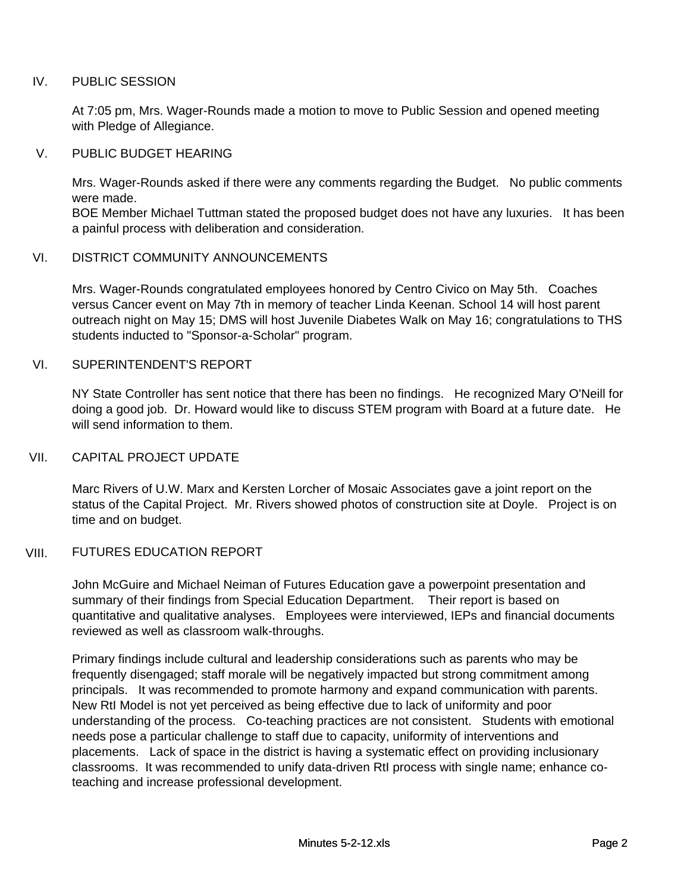## IV. PUBLIC SESSION

At 7:05 pm, Mrs. Wager-Rounds made a motion to move to Public Session and opened meeting with Pledge of Allegiance.

## V. PUBLIC BUDGET HEARING

Mrs. Wager-Rounds asked if there were any comments regarding the Budget. No public comments were made.
BOE Member Michael Tuttman stated the proposed budget does not have any luxuries. It has been a painful process with deliberation and consideration.

## VI. DISTRICT COMMUNITY ANNOUNCEMENTS

Mrs. Wager-Rounds congratulated employees honored by Centro Civico on May 5th. Coaches versus Cancer event on May 7th in memory of teacher Linda Keenan. School 14 will host parent outreach night on May 15; DMS will host Juvenile Diabetes Walk on May 16; congratulations to THS students inducted to "Sponsor-a-Scholar" program.

## VI. SUPERINTENDENT'S REPORT

NY State Controller has sent notice that there has been no findings. He recognized Mary O'Neill for doing a good job. Dr. Howard would like to discuss STEM program with Board at a future date. He will send information to them.

## VII. CAPITAL PROJECT UPDATE

Marc Rivers of U.W. Marx and Kersten Lorcher of Mosaic Associates gave a joint report on the status of the Capital Project. Mr. Rivers showed photos of construction site at Doyle. Project is on time and on budget.

## VIII. FUTURES EDUCATION REPORT

John McGuire and Michael Neiman of Futures Education gave a powerpoint presentation and summary of their findings from Special Education Department. Their report is based on quantitative and qualitative analyses. Employees were interviewed, IEPs and financial documents reviewed as well as classroom walk-throughs.

Primary findings include cultural and leadership considerations such as parents who may be frequently disengaged; staff morale will be negatively impacted but strong commitment among principals. It was recommended to promote harmony and expand communication with parents. New RtI Model is not yet perceived as being effective due to lack of uniformity and poor understanding of the process. Co-teaching practices are not consistent. Students with emotional needs pose a particular challenge to staff due to capacity, uniformity of interventions and placements. Lack of space in the district is having a systematic effect on providing inclusionary classrooms. It was recommended to unify data-driven RtI process with single name; enhance co-teaching and increase professional development.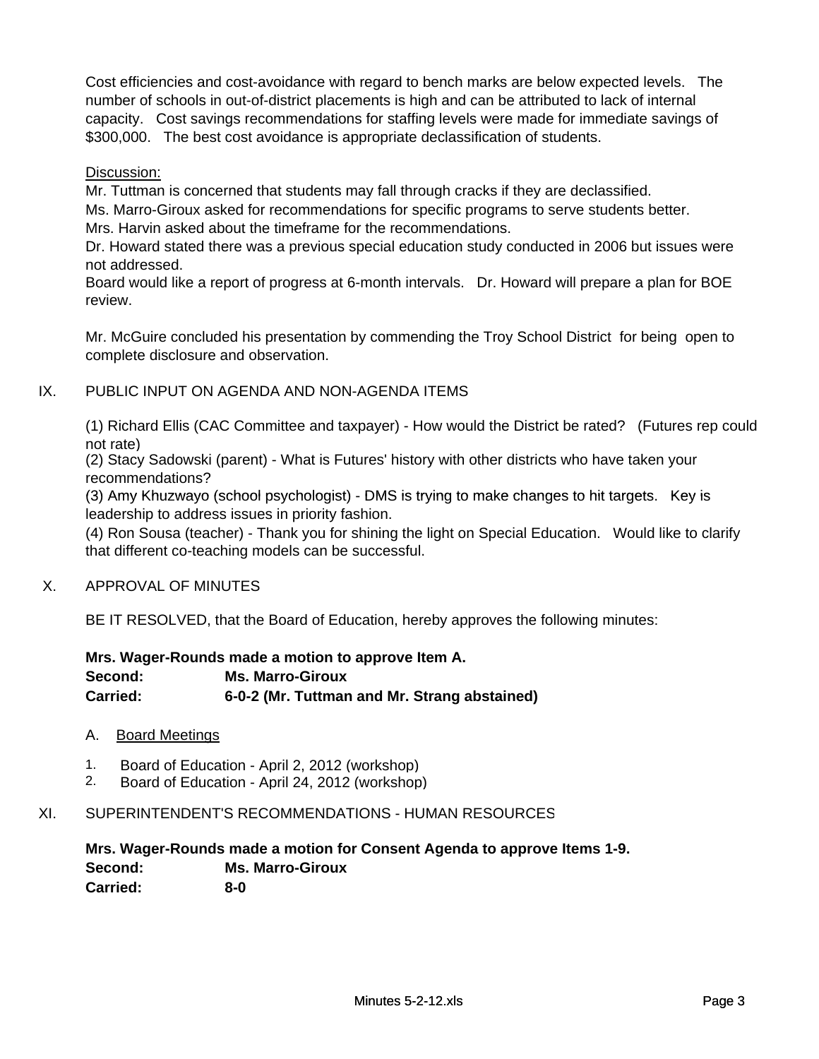Cost efficiencies and cost-avoidance with regard to bench marks are below expected levels. The number of schools in out-of-district placements is high and can be attributed to lack of internal capacity. Cost savings recommendations for staffing levels were made for immediate savings of $300,000. The best cost avoidance is appropriate declassification of students.

Discussion:
Mr. Tuttman is concerned that students may fall through cracks if they are declassified.
Ms. Marro-Giroux asked for recommendations for specific programs to serve students better.
Mrs. Harvin asked about the timeframe for the recommendations.
Dr. Howard stated there was a previous special education study conducted in 2006 but issues were not addressed.
Board would like a report of progress at 6-month intervals. Dr. Howard will prepare a plan for BOE review.

Mr. McGuire concluded his presentation by commending the Troy School District for being open to complete disclosure and observation.

## IX. PUBLIC INPUT ON AGENDA AND NON-AGENDA ITEMS

(1) Richard Ellis (CAC Committee and taxpayer) - How would the District be rated? (Futures rep could not rate)
(2) Stacy Sadowski (parent) - What is Futures' history with other districts who have taken your recommendations?
(3) Amy Khuzwayo (school psychologist) - DMS is trying to make changes to hit targets. Key is leadership to address issues in priority fashion.
(4) Ron Sousa (teacher) - Thank you for shining the light on Special Education. Would like to clarify that different co-teaching models can be successful.

## X. APPROVAL OF MINUTES

BE IT RESOLVED, that the Board of Education, hereby approves the following minutes:

**Mrs. Wager-Rounds made a motion to approve Item A.**
**Second:** **Ms. Marro-Giroux**
**Carried:** **6-0-2 (Mr. Tuttman and Mr. Strang abstained)**

A. Board Meetings

1. Board of Education - April 2, 2012 (workshop)
2. Board of Education - April 24, 2012 (workshop)

## XI. SUPERINTENDENT'S RECOMMENDATIONS - HUMAN RESOURCES

**Mrs. Wager-Rounds made a motion for Consent Agenda to approve Items 1-9.**
**Second:** **Ms. Marro-Giroux**
**Carried:** **8-0**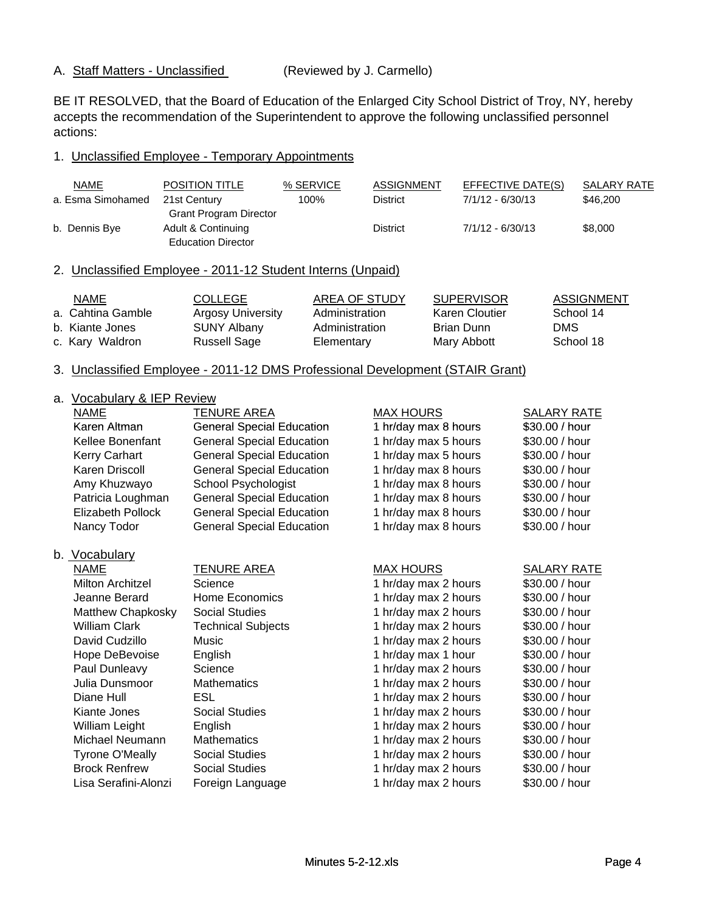A. Staff Matters - Unclassified (Reviewed by J. Carmello)

BE IT RESOLVED, that the Board of Education of the Enlarged City School District of Troy, NY, hereby accepts the recommendation of the Superintendent to approve the following unclassified personnel actions:

1. Unclassified Employee - Temporary Appointments

| NAME | POSITION TITLE | % SERVICE | ASSIGNMENT | EFFECTIVE DATE(S) | SALARY RATE |
|---|---|---|---|---|---|
| a. Esma Simohamed | 21st Century Grant Program Director | 100% | District | 7/1/12 - 6/30/13 | $46,200 |
| b. Dennis Bye | Adult & Continuing Education Director | | District | 7/1/12 - 6/30/13 | $8,000 |

2. Unclassified Employee - 2011-12 Student Interns (Unpaid)

| NAME | COLLEGE | AREA OF STUDY | SUPERVISOR | ASSIGNMENT |
|---|---|---|---|---|
| a. Cahtina Gamble | Argosy University | Administration | Karen Cloutier | School 14 |
| b. Kiante Jones | SUNY Albany | Administration | Brian Dunn | DMS |
| c. Kary Waldron | Russell Sage | Elementary | Mary Abbott | School 18 |

3. Unclassified Employee - 2011-12 DMS Professional Development (STAIR Grant)

a. Vocabulary & IEP Review

| NAME | TENURE AREA | MAX HOURS | SALARY RATE |
|---|---|---|---|
| Karen Altman | General Special Education | 1 hr/day max 8 hours | $30.00 / hour |
| Kellee Bonenfant | General Special Education | 1 hr/day max 5 hours | $30.00 / hour |
| Kerry Carhart | General Special Education | 1 hr/day max 5 hours | $30.00 / hour |
| Karen Driscoll | General Special Education | 1 hr/day max 8 hours | $30.00 / hour |
| Amy Khuzwayo | School Psychologist | 1 hr/day max 8 hours | $30.00 / hour |
| Patricia Loughman | General Special Education | 1 hr/day max 8 hours | $30.00 / hour |
| Elizabeth Pollock | General Special Education | 1 hr/day max 8 hours | $30.00 / hour |
| Nancy Todor | General Special Education | 1 hr/day max 8 hours | $30.00 / hour |

b. Vocabulary

| NAME | TENURE AREA | MAX HOURS | SALARY RATE |
|---|---|---|---|
| Milton Architzel | Science | 1 hr/day max 2 hours | $30.00 / hour |
| Jeanne Berard | Home Economics | 1 hr/day max 2 hours | $30.00 / hour |
| Matthew Chapkosky | Social Studies | 1 hr/day max 2 hours | $30.00 / hour |
| William Clark | Technical Subjects | 1 hr/day max 2 hours | $30.00 / hour |
| David Cudzillo | Music | 1 hr/day max 2 hours | $30.00 / hour |
| Hope DeBevoise | English | 1 hr/day max 1 hour | $30.00 / hour |
| Paul Dunleavy | Science | 1 hr/day max 2 hours | $30.00 / hour |
| Julia Dunsmoor | Mathematics | 1 hr/day max 2 hours | $30.00 / hour |
| Diane Hull | ESL | 1 hr/day max 2 hours | $30.00 / hour |
| Kiante Jones | Social Studies | 1 hr/day max 2 hours | $30.00 / hour |
| William Leight | English | 1 hr/day max 2 hours | $30.00 / hour |
| Michael Neumann | Mathematics | 1 hr/day max 2 hours | $30.00 / hour |
| Tyrone O'Meally | Social Studies | 1 hr/day max 2 hours | $30.00 / hour |
| Brock Renfrew | Social Studies | 1 hr/day max 2 hours | $30.00 / hour |
| Lisa Serafini-Alonzi | Foreign Language | 1 hr/day max 2 hours | $30.00 / hour |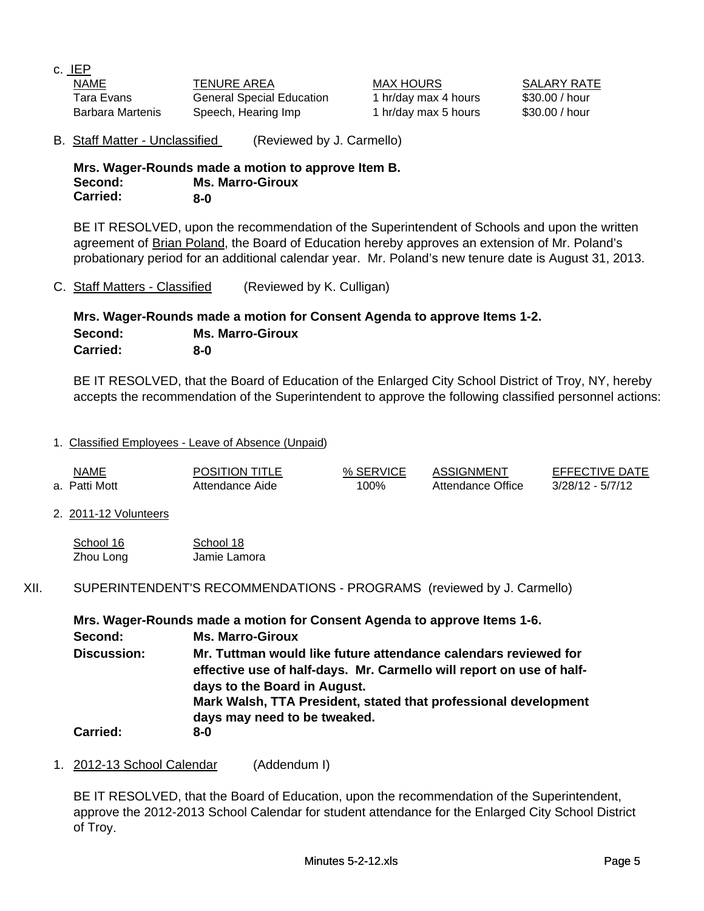c. IEP

| NAME | TENURE AREA | MAX HOURS | SALARY RATE |
|---|---|---|---|
| Tara Evans | General Special Education | 1 hr/day max 4 hours | $30.00 / hour |
| Barbara Martenis | Speech, Hearing Imp | 1 hr/day max 5 hours | $30.00 / hour |

B. Staff Matter - Unclassified (Reviewed by J. Carmello)

**Mrs. Wager-Rounds made a motion to approve Item B.**
**Second: Ms. Marro-Giroux**
**Carried: 8-0**

BE IT RESOLVED, upon the recommendation of the Superintendent of Schools and upon the written agreement of Brian Poland, the Board of Education hereby approves an extension of Mr. Poland's probationary period for an additional calendar year. Mr. Poland's new tenure date is August 31, 2013.

C. Staff Matters - Classified (Reviewed by K. Culligan)

**Mrs. Wager-Rounds made a motion for Consent Agenda to approve Items 1-2.**
**Second: Ms. Marro-Giroux**
**Carried: 8-0**

BE IT RESOLVED, that the Board of Education of the Enlarged City School District of Troy, NY, hereby accepts the recommendation of the Superintendent to approve the following classified personnel actions:

1. Classified Employees - Leave of Absence (Unpaid)

| NAME | POSITION TITLE | % SERVICE | ASSIGNMENT | EFFECTIVE DATE |
|---|---|---|---|---|
| a. Patti Mott | Attendance Aide | 100% | Attendance Office | 3/28/12 - 5/7/12 |

2. 2011-12 Volunteers

| School 16 | School 18 |
|---|---|
| Zhou Long | Jamie Lamora |

XII. SUPERINTENDENT'S RECOMMENDATIONS - PROGRAMS (reviewed by J. Carmello)

**Mrs. Wager-Rounds made a motion for Consent Agenda to approve Items 1-6.**
**Second: Ms. Marro-Giroux**
**Discussion: Mr. Tuttman would like future attendance calendars reviewed for effective use of half-days. Mr. Carmello will report on use of half-days to the Board in August.**
**Mark Walsh, TTA President, stated that professional development days may need to be tweaked.**
**Carried: 8-0**

1. 2012-13 School Calendar (Addendum I)

BE IT RESOLVED, that the Board of Education, upon the recommendation of the Superintendent, approve the 2012-2013 School Calendar for student attendance for the Enlarged City School District of Troy.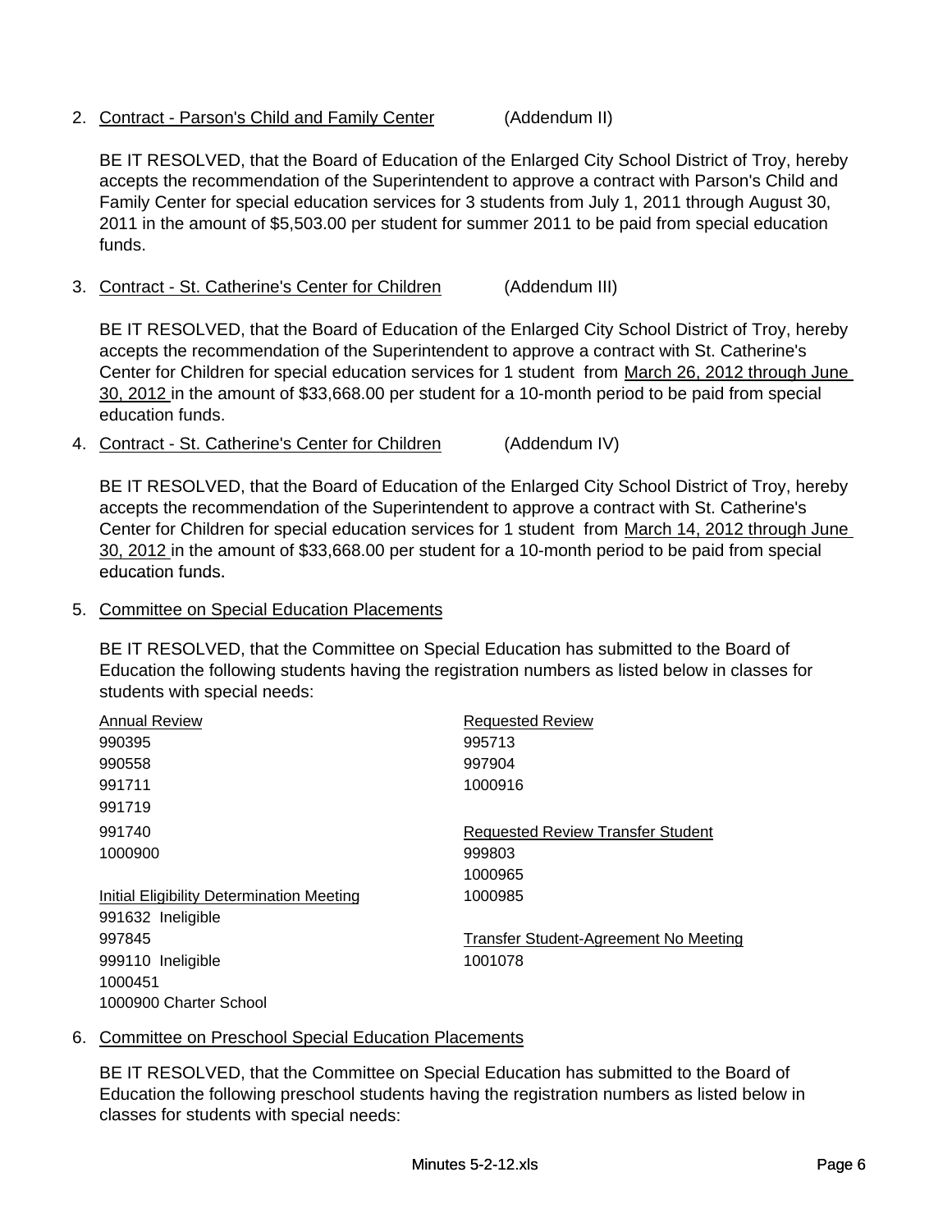2. <u>Contract - Parson's Child and Family Center</u> (Addendum II)

   BE IT RESOLVED, that the Board of Education of the Enlarged City School District of Troy, hereby accepts the recommendation of the Superintendent to approve a contract with Parson's Child and Family Center for special education services for 3 students from July 1, 2011 through August 30, 2011 in the amount of $5,503.00 per student for summer 2011 to be paid from special education funds.

3. <u>Contract - St. Catherine's Center for Children</u> (Addendum III)

   BE IT RESOLVED, that the Board of Education of the Enlarged City School District of Troy, hereby accepts the recommendation of the Superintendent to approve a contract with St. Catherine's Center for Children for special education services for 1 student from <u>March 26, 2012 through June 30, 2012</u> in the amount of $33,668.00 per student for a 10-month period to be paid from special education funds.

4. <u>Contract - St. Catherine's Center for Children</u> (Addendum IV)

   BE IT RESOLVED, that the Board of Education of the Enlarged City School District of Troy, hereby accepts the recommendation of the Superintendent to approve a contract with St. Catherine's Center for Children for special education services for 1 student from <u>March 14, 2012 through June 30, 2012</u> in the amount of $33,668.00 per student for a 10-month period to be paid from special education funds.

5. <u>Committee on Special Education Placements</u>

   BE IT RESOLVED, that the Committee on Special Education has submitted to the Board of Education the following students having the registration numbers as listed below in classes for students with special needs:

<u>Annual Review</u>
990395
990558
991711
991719
991740
1000900

<u>Initial Eligibility Determination Meeting</u>
991632 Ineligible
997845
999110 Ineligible
1000451
1000900 Charter School

<u>Requested Review</u>
995713
997904
1000916

<u>Requested Review Transfer Student</u>
999803
1000965
1000985

<u>Transfer Student-Agreement No Meeting</u>
1001078

6. <u>Committee on Preschool Special Education Placements</u>

   BE IT RESOLVED, that the Committee on Special Education has submitted to the Board of Education the following preschool students having the registration numbers as listed below in classes for students with special needs: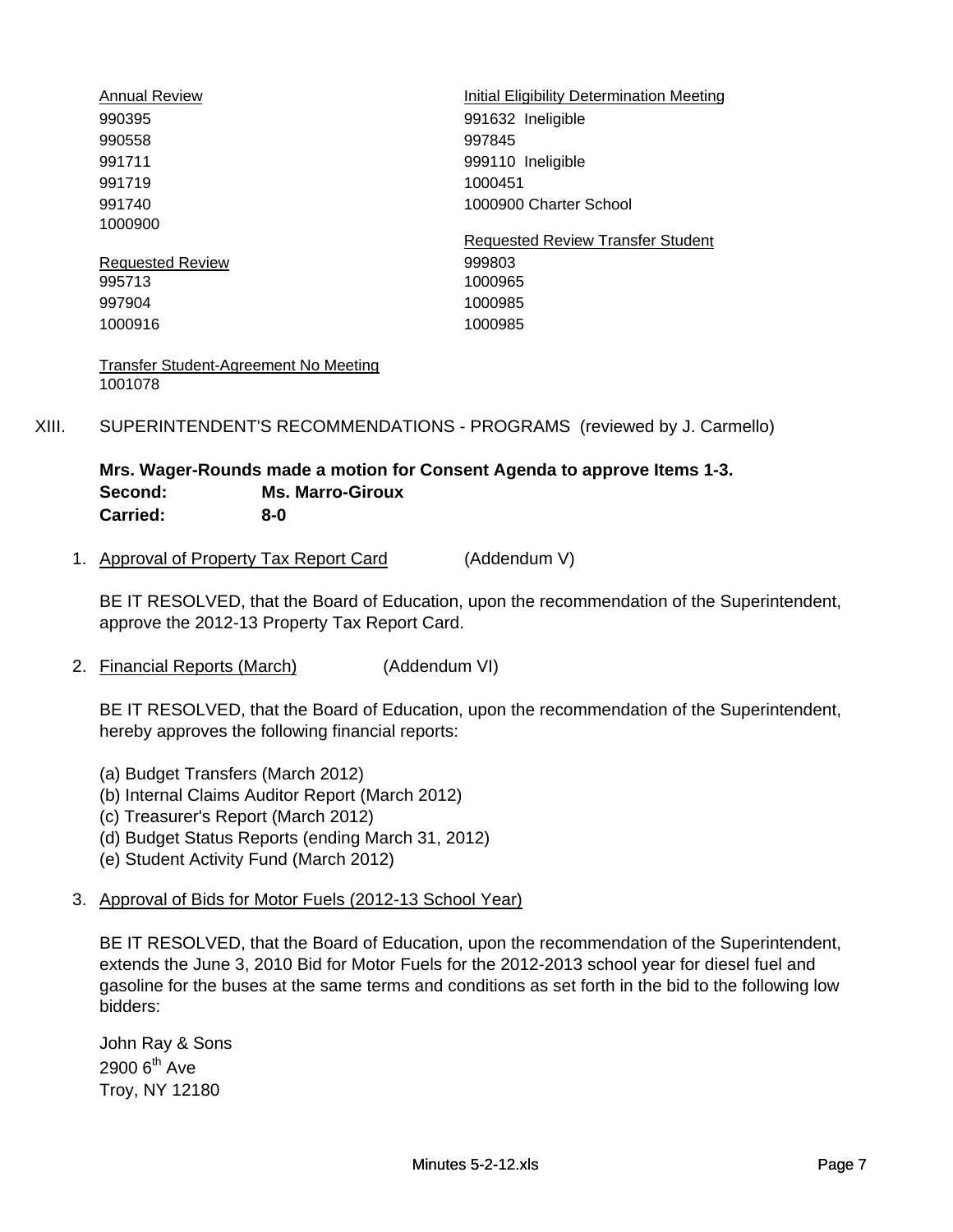Annual Review
990395
990558
991711
991719
991740
1000900

Requested Review
995713
997904
1000916

Transfer Student-Agreement No Meeting
1001078

Initial Eligibility Determination Meeting
991632 Ineligible
997845
999110 Ineligible
1000451
1000900 Charter School

Requested Review Transfer Student
999803
1000965
1000985
1000985

XIII. SUPERINTENDENT'S RECOMMENDATIONS - PROGRAMS (reviewed by J. Carmello)

**Mrs. Wager-Rounds made a motion for Consent Agenda to approve Items 1-3.**
**Second: Ms. Marro-Giroux**
**Carried: 8-0**

1. Approval of Property Tax Report Card (Addendum V)

BE IT RESOLVED, that the Board of Education, upon the recommendation of the Superintendent, approve the 2012-13 Property Tax Report Card.

2. Financial Reports (March) (Addendum VI)

BE IT RESOLVED, that the Board of Education, upon the recommendation of the Superintendent, hereby approves the following financial reports:

(a) Budget Transfers (March 2012)
(b) Internal Claims Auditor Report (March 2012)
(c) Treasurer's Report (March 2012)
(d) Budget Status Reports (ending March 31, 2012)
(e) Student Activity Fund (March 2012)

3. Approval of Bids for Motor Fuels (2012-13 School Year)

BE IT RESOLVED, that the Board of Education, upon the recommendation of the Superintendent, extends the June 3, 2010 Bid for Motor Fuels for the 2012-2013 school year for diesel fuel and gasoline for the buses at the same terms and conditions as set forth in the bid to the following low bidders:

John Ray & Sons
2900 6th Ave
Troy, NY 12180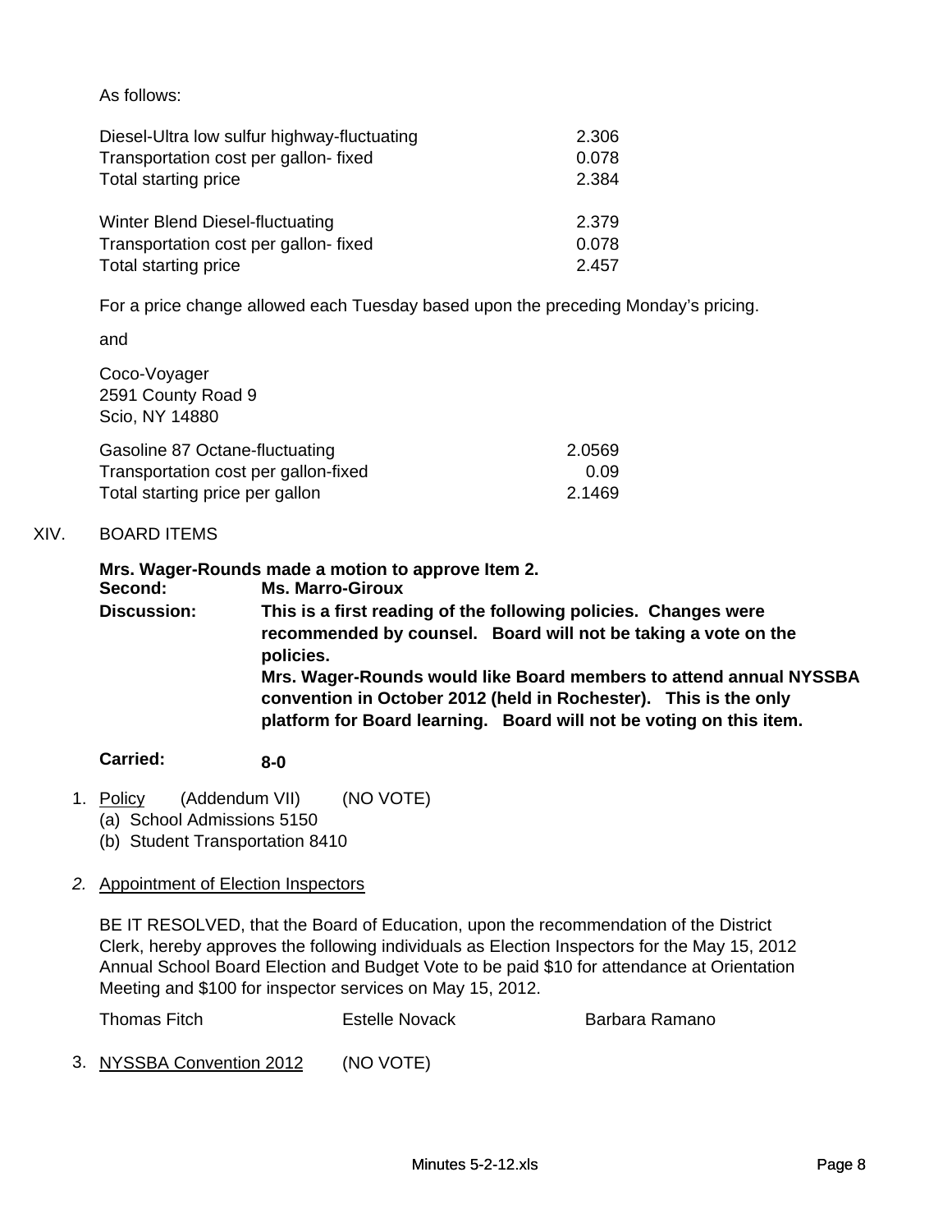As follows:

| | |
|---|---|
| Diesel-Ultra low sulfur highway-fluctuating | 2.306 |
| Transportation cost per gallon- fixed | 0.078 |
| Total starting price | 2.384 |

| | |
|---|---|
| Winter Blend Diesel-fluctuating | 2.379 |
| Transportation cost per gallon- fixed | 0.078 |
| Total starting price | 2.457 |

For a price change allowed each Tuesday based upon the preceding Monday's pricing.

and

Coco-Voyager
2591 County Road 9
Scio, NY 14880

| | |
|---|---|
| Gasoline 87 Octane-fluctuating | 2.0569 |
| Transportation cost per gallon-fixed | 0.09 |
| Total starting price per gallon | 2.1469 |

XIV. BOARD ITEMS

**Mrs. Wager-Rounds made a motion to approve Item 2.**
**Second:** **Ms. Marro-Giroux**
**Discussion:** **This is a first reading of the following policies. Changes were recommended by counsel. Board will not be taking a vote on the policies.**
**Mrs. Wager-Rounds would like Board members to attend annual NYSSBA convention in October 2012 (held in Rochester). This is the only platform for Board learning. Board will not be voting on this item.**

**Carried:** **8-0**

1. Policy (Addendum VII) (NO VOTE)
   (a) School Admissions 5150
   (b) Student Transportation 8410

2. Appointment of Election Inspectors

   BE IT RESOLVED, that the Board of Education, upon the recommendation of the District Clerk, hereby approves the following individuals as Election Inspectors for the May 15, 2012 Annual School Board Election and Budget Vote to be paid $10 for attendance at Orientation Meeting and $100 for inspector services on May 15, 2012.

   Thomas Fitch    Estelle Novack    Barbara Ramano

3. NYSSBA Convention 2012 (NO VOTE)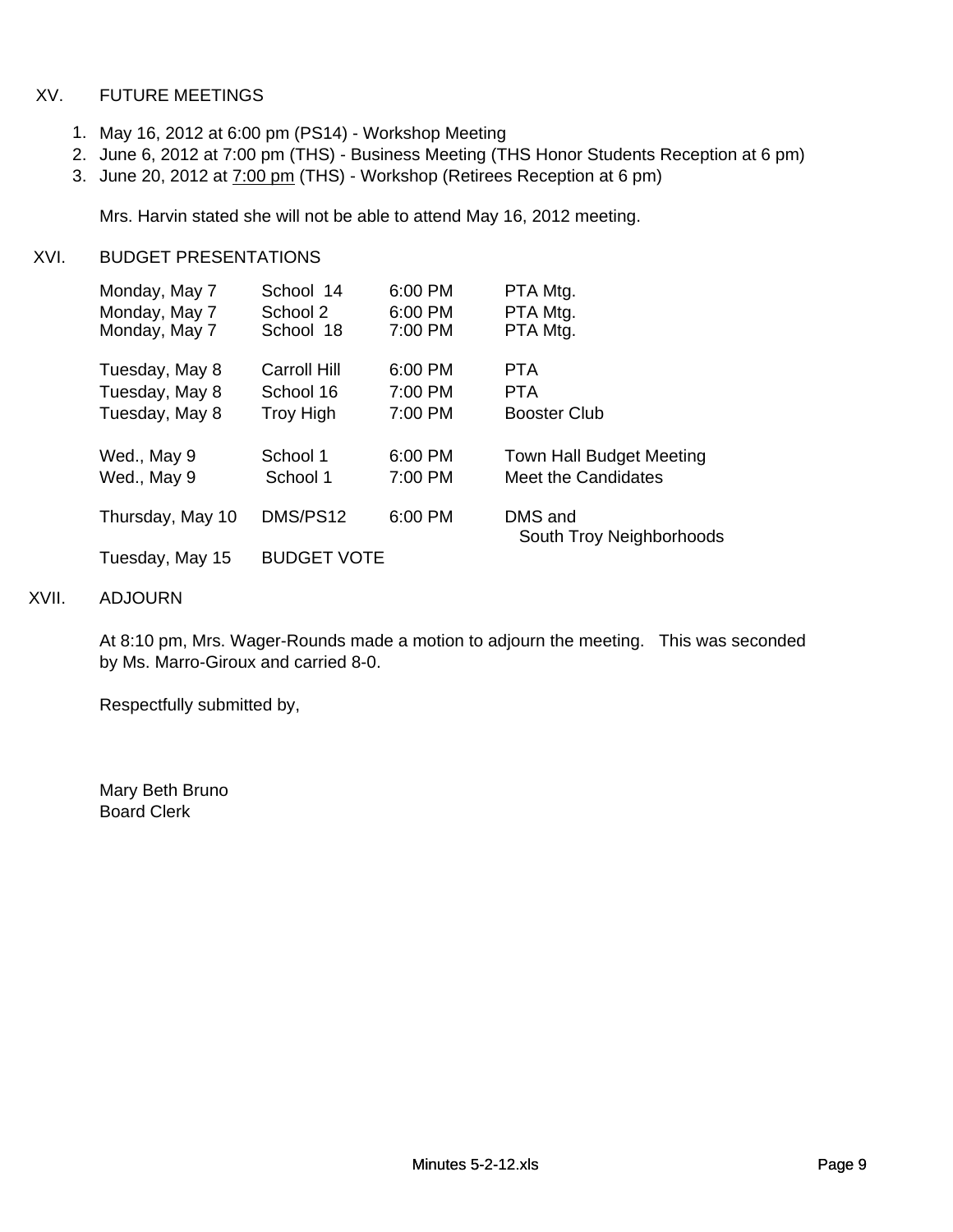## XV. FUTURE MEETINGS

1. May 16, 2012 at 6:00 pm (PS14) - Workshop Meeting
2. June 6, 2012 at 7:00 pm (THS) - Business Meeting (THS Honor Students Reception at 6 pm)
3. June 20, 2012 at 7:00 pm (THS) - Workshop (Retirees Reception at 6 pm)

Mrs. Harvin stated she will not be able to attend May 16, 2012 meeting.

## XVI. BUDGET PRESENTATIONS

| | | | |
|---|---|---|---|
| Monday, May 7 | School 14 | 6:00 PM | PTA Mtg. |
| Monday, May 7 | School 2 | 6:00 PM | PTA Mtg. |
| Monday, May 7 | School 18 | 7:00 PM | PTA Mtg. |
| Tuesday, May 8 | Carroll Hill | 6:00 PM | PTA |
| Tuesday, May 8 | School 16 | 7:00 PM | PTA |
| Tuesday, May 8 | Troy High | 7:00 PM | Booster Club |
| Wed., May 9 | School 1 | 6:00 PM | Town Hall Budget Meeting |
| Wed., May 9 | School 1 | 7:00 PM | Meet the Candidates |
| Thursday, May 10 | DMS/PS12 | 6:00 PM | DMS and South Troy Neighborhoods |
| Tuesday, May 15 | BUDGET VOTE | | |

## XVII. ADJOURN

At 8:10 pm, Mrs. Wager-Rounds made a motion to adjourn the meeting. This was seconded by Ms. Marro-Giroux and carried 8-0.

Respectfully submitted by,

Mary Beth Bruno
Board Clerk